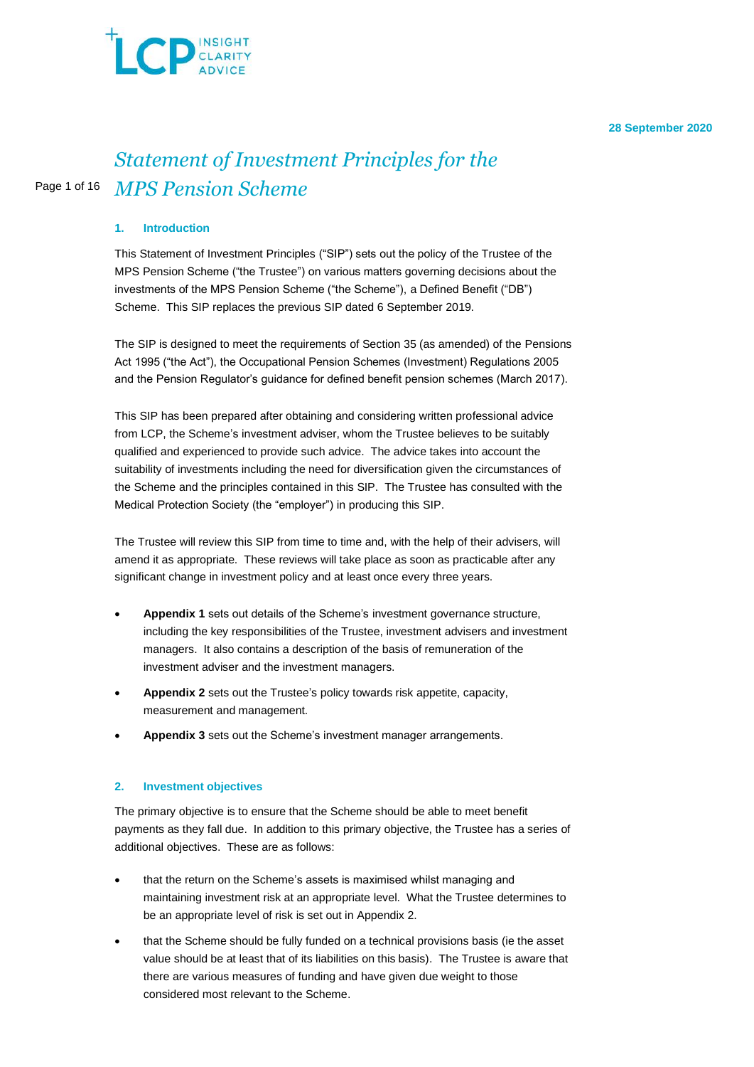28 September 2020

# Statement of Investment Principles for the MPS Pension Scheme

## 1. Introduction

This Statement of Investment Principles ("SIP") sets out the policy of the Trustee of the MPS Pension Scheme ("the Trustee") on various matters governing decisions about the investments of the MPS Pension Scheme ("the Scheme"), a Defined Benefit ("DB") Scheme. This SIP replaces the previous SIP dated 6 September 2019.

The SIP is designed to meet the requirements of Section 35 (as amended) of the Pensions Act 1995 ("the Act"), the Occupational Pension Schemes (Investment) Regulations 2005 and the Pension Regulator's guidance for defined benefit pension schemes (March 2017).

This SIP has been prepared after obtaining and considering written professional advice from LCP, the Scheme's investment adviser, whom the Trustee believes to be suitably qualified and experienced to provide such advice. The advice takes into account the suitability of investments including the need for diversification given the circumstances of the Scheme and the principles contained in this SIP. The Trustee has consulted with the Medical Protection Society (the "employer") in producing this SIP.

The Trustee will review this SIP from time to time and, with the help of their advisers, will amend it as appropriate. These reviews will take place as soon as practicable after any significant change in investment policy and at least once every three years.

- **Appendix 1** sets out details of the Scheme's investment governance structure, including the key responsibilities of the Trustee, investment advisers and investment managers. It also contains a description of the basis of remuneration of the investment adviser and the investment managers.
- **Appendix 2** sets out the Trustee's policy towards risk appetite, capacity, measurement and management.
- **Appendix 3** sets out the Scheme's investment manager arrangements.

## 2. Investment objectives

The primary objective is to ensure that the Scheme should be able to meet benefit payments as they fall due. In addition to this primary objective, the Trustee has a series of additional objectives. These are as follows:

- that the return on the Scheme's assets is maximised whilst managing and maintaining investment risk at an appropriate level. What the Trustee determines to be an appropriate level of risk is set out in Appendix 2.
- that the Scheme should be fully funded on a technical provisions basis (ie the asset value should be at least that of its liabilities on this basis). The Trustee is aware that there are various measures of funding and have given due weight to those considered most relevant to the Scheme.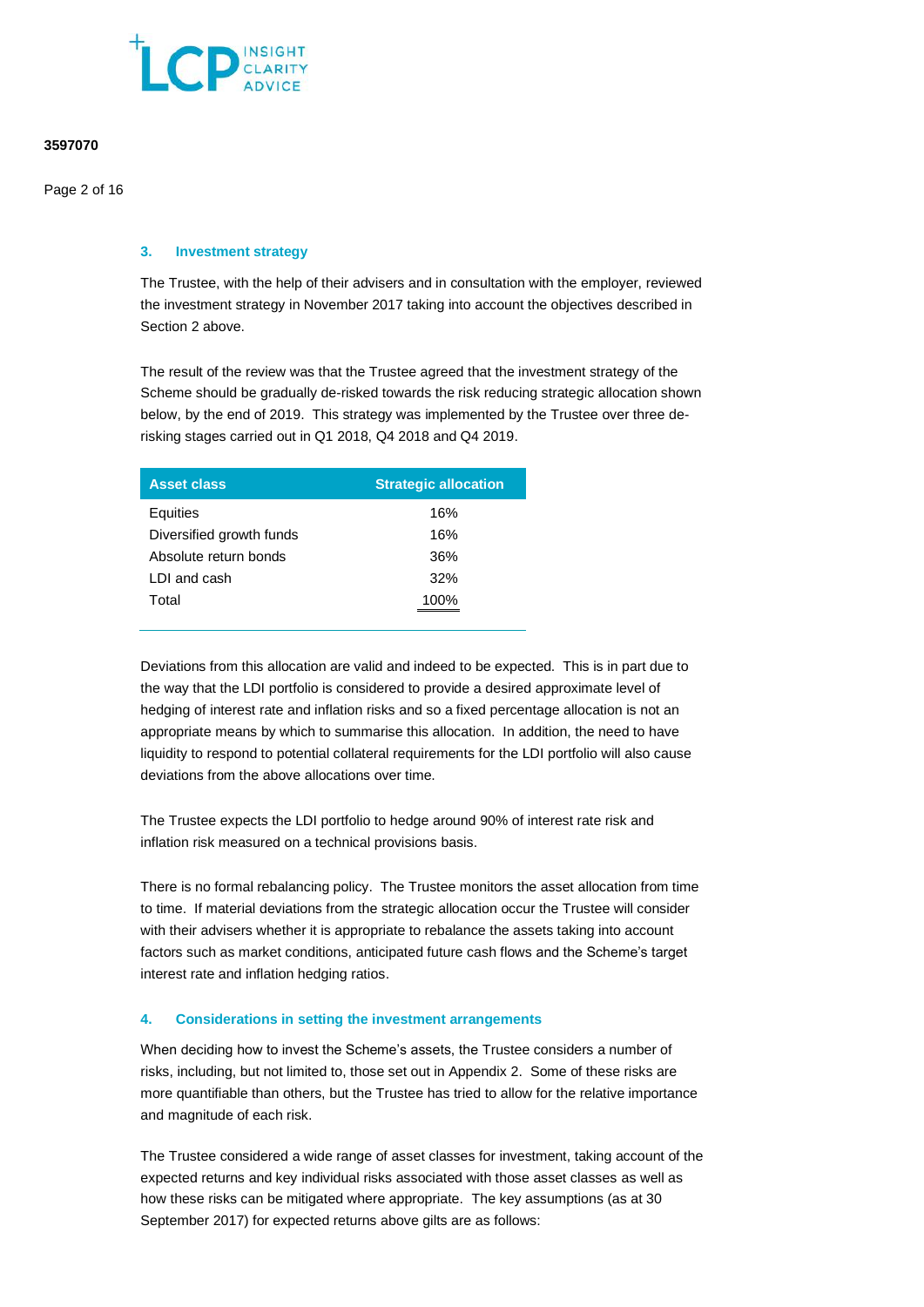## 3. Investment strategy

The Trustee, with the help of their advisers and in consultation with the employer, reviewed the investment strategy in November 2017 taking into account the objectives described in Section 2 above.

The result of the review was that the Trustee agreed that the investment strategy of the Scheme should be gradually de-risked towards the risk reducing strategic allocation shown below, by the end of 2019. This strategy was implemented by the Trustee over three de-risking stages carried out in Q1 2018, Q4 2018 and Q4 2019.

| Asset class | Strategic allocation |
|---|---|
| Equities | 16% |
| Diversified growth funds | 16% |
| Absolute return bonds | 36% |
| LDI and cash | 32% |
| Total | 100% |

Deviations from this allocation are valid and indeed to be expected. This is in part due to the way that the LDI portfolio is considered to provide a desired approximate level of hedging of interest rate and inflation risks and so a fixed percentage allocation is not an appropriate means by which to summarise this allocation. In addition, the need to have liquidity to respond to potential collateral requirements for the LDI portfolio will also cause deviations from the above allocations over time.

The Trustee expects the LDI portfolio to hedge around 90% of interest rate risk and inflation risk measured on a technical provisions basis.

There is no formal rebalancing policy. The Trustee monitors the asset allocation from time to time. If material deviations from the strategic allocation occur the Trustee will consider with their advisers whether it is appropriate to rebalance the assets taking into account factors such as market conditions, anticipated future cash flows and the Scheme's target interest rate and inflation hedging ratios.

## 4. Considerations in setting the investment arrangements

When deciding how to invest the Scheme's assets, the Trustee considers a number of risks, including, but not limited to, those set out in Appendix 2. Some of these risks are more quantifiable than others, but the Trustee has tried to allow for the relative importance and magnitude of each risk.

The Trustee considered a wide range of asset classes for investment, taking account of the expected returns and key individual risks associated with those asset classes as well as how these risks can be mitigated where appropriate. The key assumptions (as at 30 September 2017) for expected returns above gilts are as follows: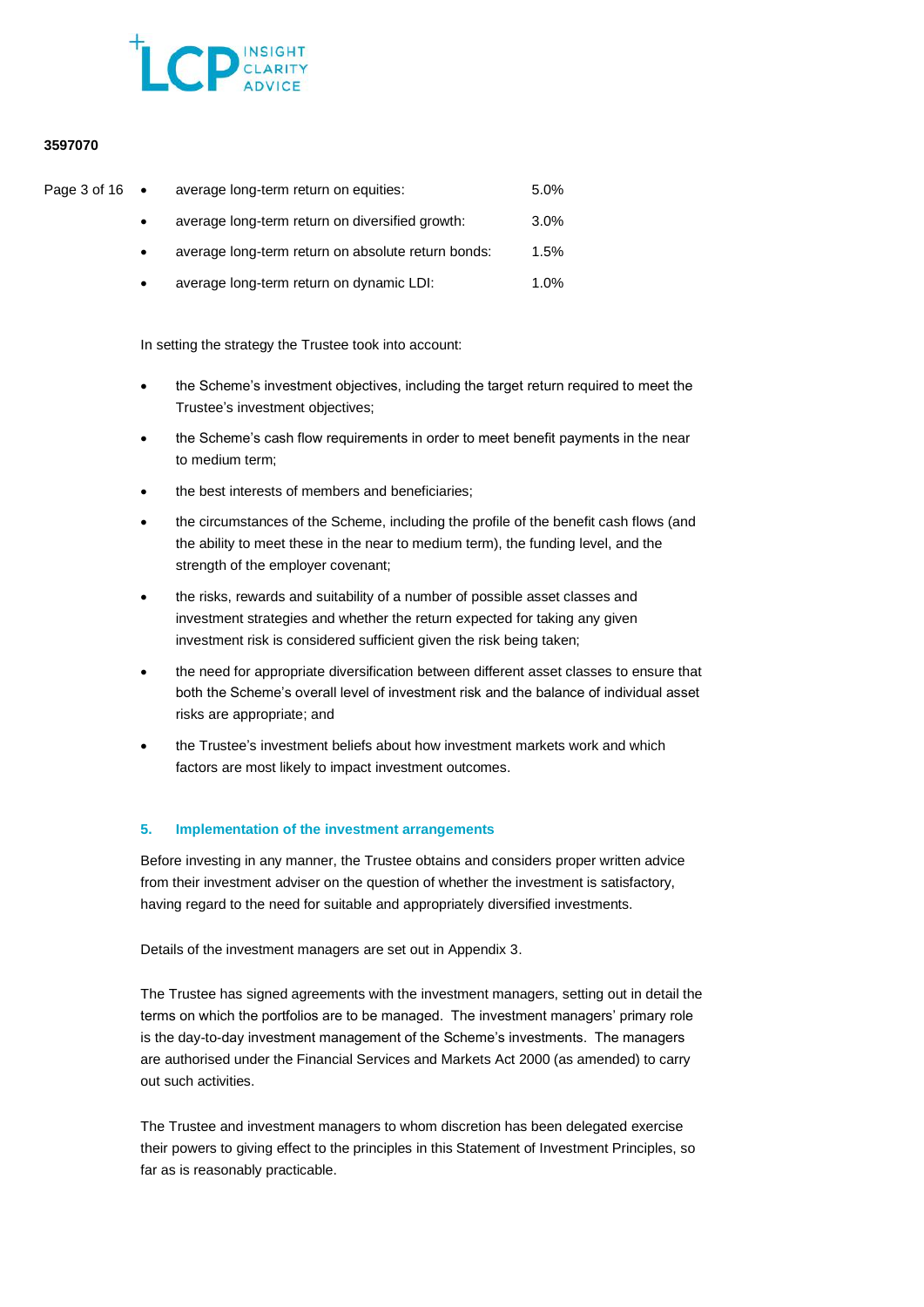- average long-term return on equities: 5.0%
- average long-term return on diversified growth: 3.0%
- average long-term return on absolute return bonds: 1.5%
- average long-term return on dynamic LDI: 1.0%

In setting the strategy the Trustee took into account:

- the Scheme's investment objectives, including the target return required to meet the Trustee's investment objectives;
- the Scheme's cash flow requirements in order to meet benefit payments in the near to medium term;
- the best interests of members and beneficiaries;
- the circumstances of the Scheme, including the profile of the benefit cash flows (and the ability to meet these in the near to medium term), the funding level, and the strength of the employer covenant;
- the risks, rewards and suitability of a number of possible asset classes and investment strategies and whether the return expected for taking any given investment risk is considered sufficient given the risk being taken;
- the need for appropriate diversification between different asset classes to ensure that both the Scheme's overall level of investment risk and the balance of individual asset risks are appropriate; and
- the Trustee's investment beliefs about how investment markets work and which factors are most likely to impact investment outcomes.

## 5. Implementation of the investment arrangements

Before investing in any manner, the Trustee obtains and considers proper written advice from their investment adviser on the question of whether the investment is satisfactory, having regard to the need for suitable and appropriately diversified investments.

Details of the investment managers are set out in Appendix 3.

The Trustee has signed agreements with the investment managers, setting out in detail the terms on which the portfolios are to be managed. The investment managers' primary role is the day-to-day investment management of the Scheme's investments. The managers are authorised under the Financial Services and Markets Act 2000 (as amended) to carry out such activities.

The Trustee and investment managers to whom discretion has been delegated exercise their powers to giving effect to the principles in this Statement of Investment Principles, so far as is reasonably practicable.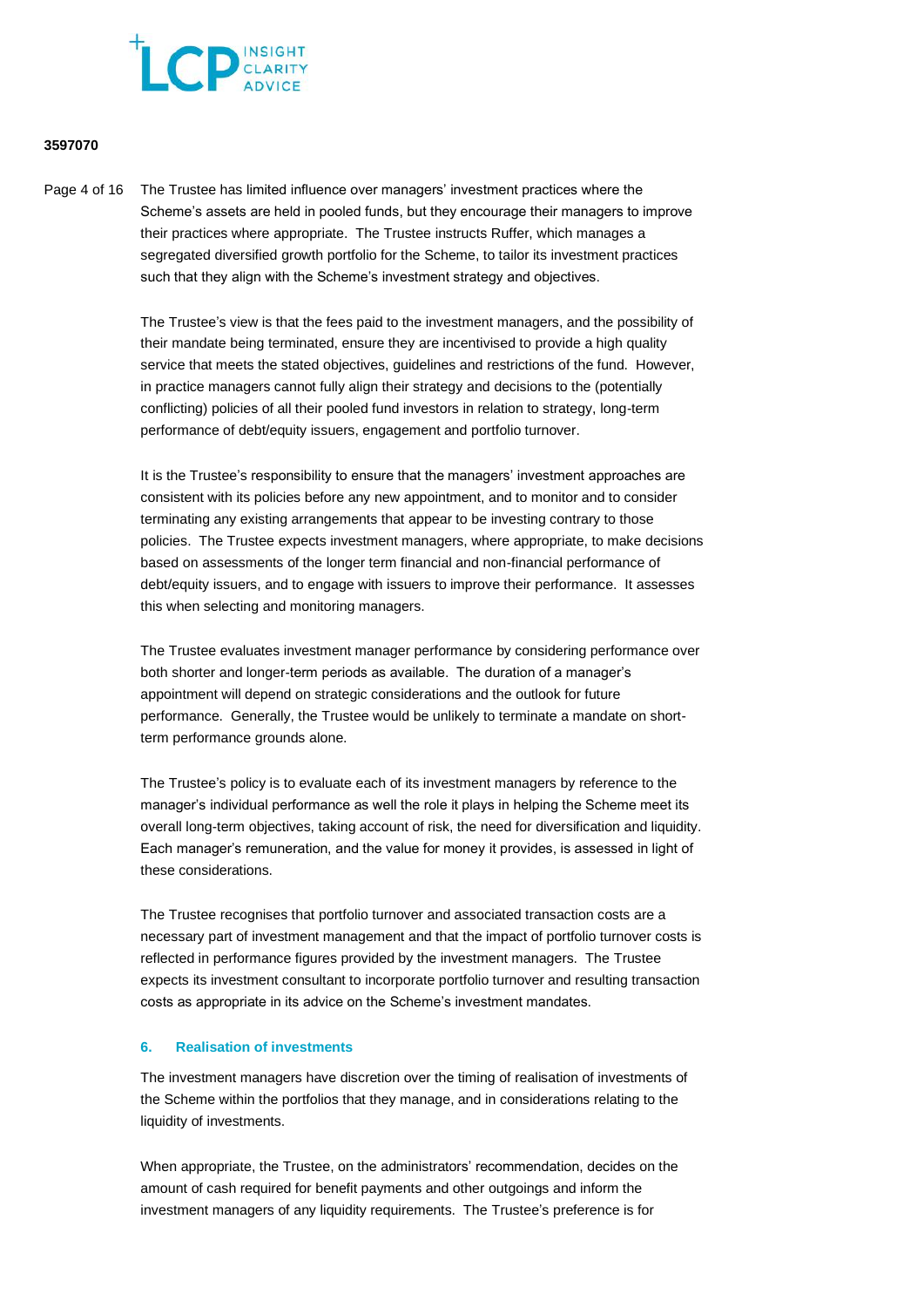The Trustee has limited influence over managers' investment practices where the Scheme's assets are held in pooled funds, but they encourage their managers to improve their practices where appropriate. The Trustee instructs Ruffer, which manages a segregated diversified growth portfolio for the Scheme, to tailor its investment practices such that they align with the Scheme's investment strategy and objectives.

The Trustee's view is that the fees paid to the investment managers, and the possibility of their mandate being terminated, ensure they are incentivised to provide a high quality service that meets the stated objectives, guidelines and restrictions of the fund. However, in practice managers cannot fully align their strategy and decisions to the (potentially conflicting) policies of all their pooled fund investors in relation to strategy, long-term performance of debt/equity issuers, engagement and portfolio turnover.

It is the Trustee's responsibility to ensure that the managers' investment approaches are consistent with its policies before any new appointment, and to monitor and to consider terminating any existing arrangements that appear to be investing contrary to those policies. The Trustee expects investment managers, where appropriate, to make decisions based on assessments of the longer term financial and non-financial performance of debt/equity issuers, and to engage with issuers to improve their performance. It assesses this when selecting and monitoring managers.

The Trustee evaluates investment manager performance by considering performance over both shorter and longer-term periods as available. The duration of a manager's appointment will depend on strategic considerations and the outlook for future performance. Generally, the Trustee would be unlikely to terminate a mandate on short-term performance grounds alone.

The Trustee's policy is to evaluate each of its investment managers by reference to the manager's individual performance as well the role it plays in helping the Scheme meet its overall long-term objectives, taking account of risk, the need for diversification and liquidity. Each manager's remuneration, and the value for money it provides, is assessed in light of these considerations.

The Trustee recognises that portfolio turnover and associated transaction costs are a necessary part of investment management and that the impact of portfolio turnover costs is reflected in performance figures provided by the investment managers. The Trustee expects its investment consultant to incorporate portfolio turnover and resulting transaction costs as appropriate in its advice on the Scheme's investment mandates.

## 6. Realisation of investments

The investment managers have discretion over the timing of realisation of investments of the Scheme within the portfolios that they manage, and in considerations relating to the liquidity of investments.

When appropriate, the Trustee, on the administrators' recommendation, decides on the amount of cash required for benefit payments and other outgoings and inform the investment managers of any liquidity requirements. The Trustee's preference is for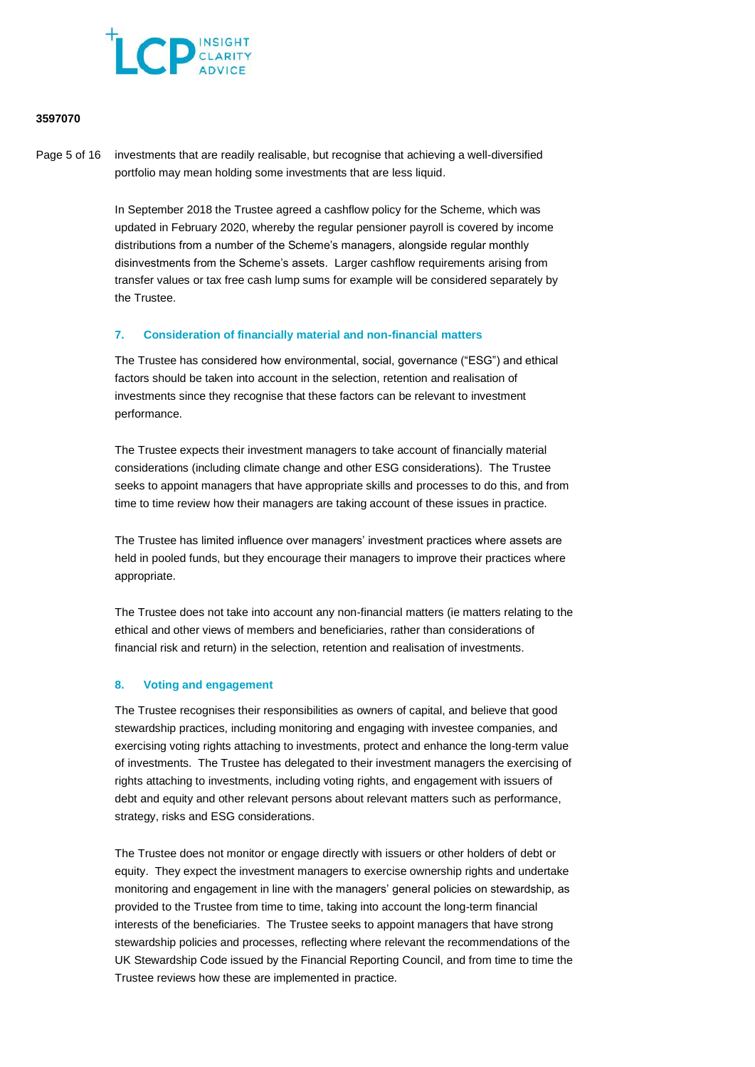investments that are readily realisable, but recognise that achieving a well-diversified portfolio may mean holding some investments that are less liquid.

In September 2018 the Trustee agreed a cashflow policy for the Scheme, which was updated in February 2020, whereby the regular pensioner payroll is covered by income distributions from a number of the Scheme's managers, alongside regular monthly disinvestments from the Scheme's assets. Larger cashflow requirements arising from transfer values or tax free cash lump sums for example will be considered separately by the Trustee.

## 7. Consideration of financially material and non-financial matters

The Trustee has considered how environmental, social, governance ("ESG") and ethical factors should be taken into account in the selection, retention and realisation of investments since they recognise that these factors can be relevant to investment performance.

The Trustee expects their investment managers to take account of financially material considerations (including climate change and other ESG considerations). The Trustee seeks to appoint managers that have appropriate skills and processes to do this, and from time to time review how their managers are taking account of these issues in practice.

The Trustee has limited influence over managers' investment practices where assets are held in pooled funds, but they encourage their managers to improve their practices where appropriate.

The Trustee does not take into account any non-financial matters (ie matters relating to the ethical and other views of members and beneficiaries, rather than considerations of financial risk and return) in the selection, retention and realisation of investments.

## 8. Voting and engagement

The Trustee recognises their responsibilities as owners of capital, and believe that good stewardship practices, including monitoring and engaging with investee companies, and exercising voting rights attaching to investments, protect and enhance the long-term value of investments. The Trustee has delegated to their investment managers the exercising of rights attaching to investments, including voting rights, and engagement with issuers of debt and equity and other relevant persons about relevant matters such as performance, strategy, risks and ESG considerations.

The Trustee does not monitor or engage directly with issuers or other holders of debt or equity. They expect the investment managers to exercise ownership rights and undertake monitoring and engagement in line with the managers' general policies on stewardship, as provided to the Trustee from time to time, taking into account the long-term financial interests of the beneficiaries. The Trustee seeks to appoint managers that have strong stewardship policies and processes, reflecting where relevant the recommendations of the UK Stewardship Code issued by the Financial Reporting Council, and from time to time the Trustee reviews how these are implemented in practice.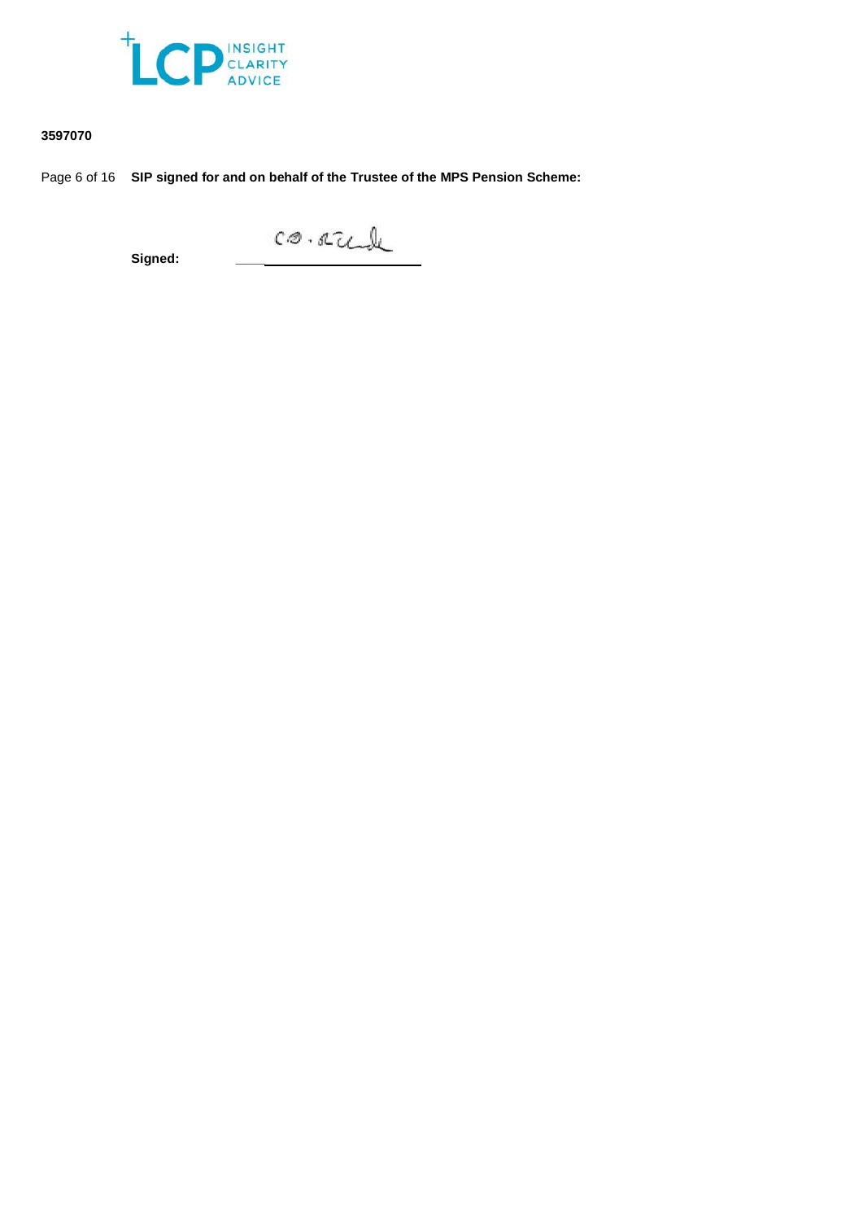3597070

**SIP signed for and on behalf of the Trustee of the MPS Pension Scheme:**

**Signed:** ____________________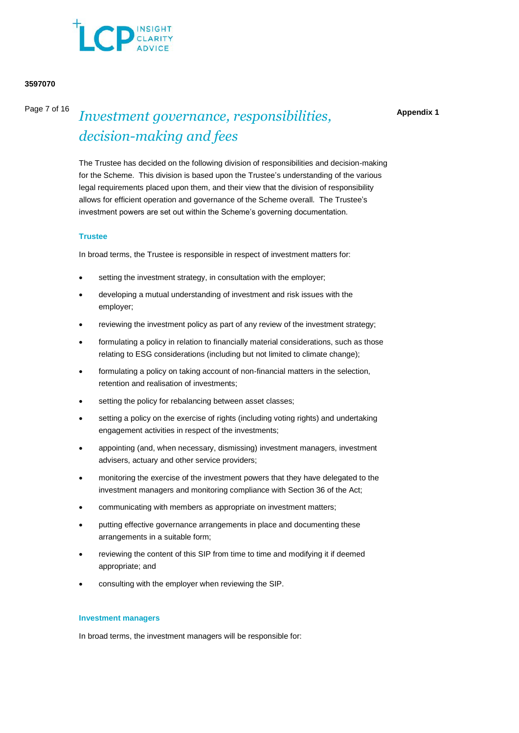# Investment governance, responsibilities, decision-making and fees

**Appendix 1**

The Trustee has decided on the following division of responsibilities and decision-making for the Scheme. This division is based upon the Trustee's understanding of the various legal requirements placed upon them, and their view that the division of responsibility allows for efficient operation and governance of the Scheme overall. The Trustee's investment powers are set out within the Scheme's governing documentation.

### Trustee

In broad terms, the Trustee is responsible in respect of investment matters for:

- setting the investment strategy, in consultation with the employer;
- developing a mutual understanding of investment and risk issues with the employer;
- reviewing the investment policy as part of any review of the investment strategy;
- formulating a policy in relation to financially material considerations, such as those relating to ESG considerations (including but not limited to climate change);
- formulating a policy on taking account of non-financial matters in the selection, retention and realisation of investments;
- setting the policy for rebalancing between asset classes;
- setting a policy on the exercise of rights (including voting rights) and undertaking engagement activities in respect of the investments;
- appointing (and, when necessary, dismissing) investment managers, investment advisers, actuary and other service providers;
- monitoring the exercise of the investment powers that they have delegated to the investment managers and monitoring compliance with Section 36 of the Act;
- communicating with members as appropriate on investment matters;
- putting effective governance arrangements in place and documenting these arrangements in a suitable form;
- reviewing the content of this SIP from time to time and modifying it if deemed appropriate; and
- consulting with the employer when reviewing the SIP.

### Investment managers

In broad terms, the investment managers will be responsible for: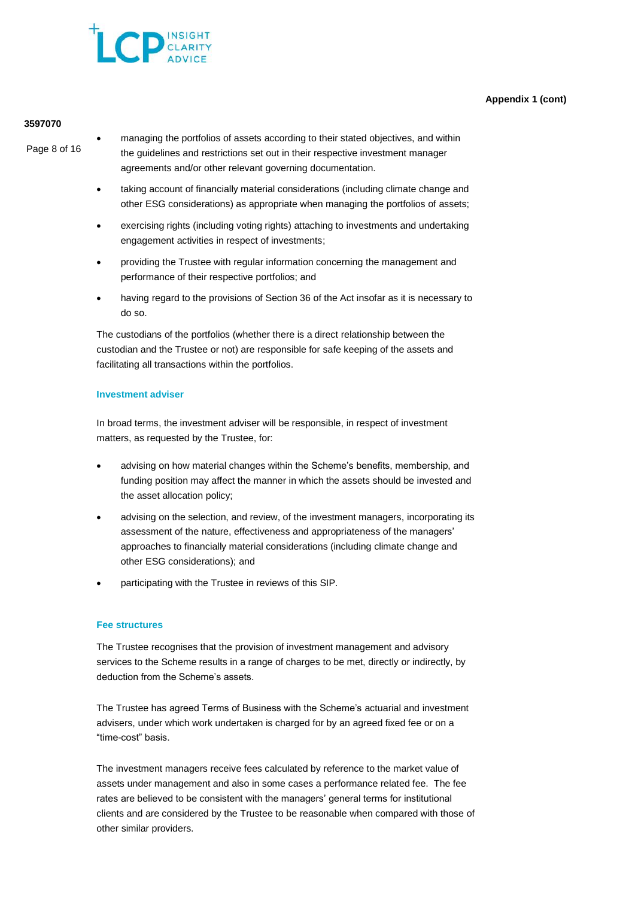- managing the portfolios of assets according to their stated objectives, and within the guidelines and restrictions set out in their respective investment manager agreements and/or other relevant governing documentation.
- taking account of financially material considerations (including climate change and other ESG considerations) as appropriate when managing the portfolios of assets;
- exercising rights (including voting rights) attaching to investments and undertaking engagement activities in respect of investments;
- providing the Trustee with regular information concerning the management and performance of their respective portfolios; and
- having regard to the provisions of Section 36 of the Act insofar as it is necessary to do so.

The custodians of the portfolios (whether there is a direct relationship between the custodian and the Trustee or not) are responsible for safe keeping of the assets and facilitating all transactions within the portfolios.

### Investment adviser

In broad terms, the investment adviser will be responsible, in respect of investment matters, as requested by the Trustee, for:

- advising on how material changes within the Scheme's benefits, membership, and funding position may affect the manner in which the assets should be invested and the asset allocation policy;
- advising on the selection, and review, of the investment managers, incorporating its assessment of the nature, effectiveness and appropriateness of the managers' approaches to financially material considerations (including climate change and other ESG considerations); and
- participating with the Trustee in reviews of this SIP.

### Fee structures

The Trustee recognises that the provision of investment management and advisory services to the Scheme results in a range of charges to be met, directly or indirectly, by deduction from the Scheme's assets.

The Trustee has agreed Terms of Business with the Scheme's actuarial and investment advisers, under which work undertaken is charged for by an agreed fixed fee or on a "time-cost" basis.

The investment managers receive fees calculated by reference to the market value of assets under management and also in some cases a performance related fee. The fee rates are believed to be consistent with the managers' general terms for institutional clients and are considered by the Trustee to be reasonable when compared with those of other similar providers.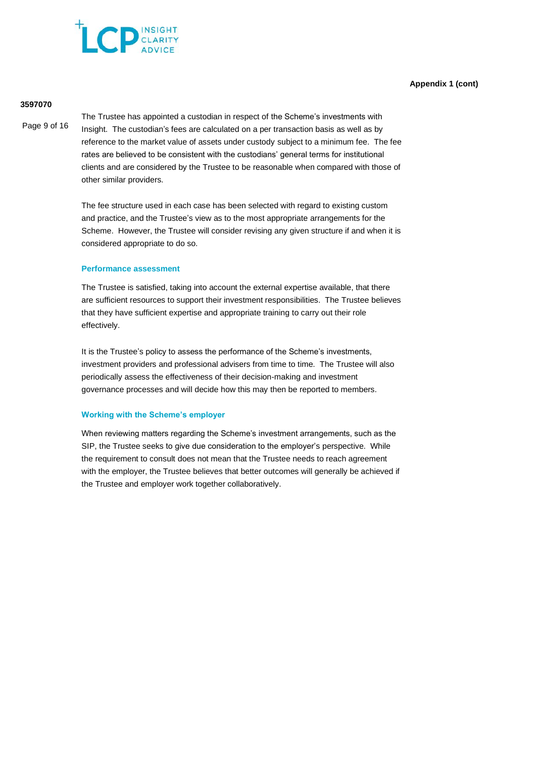The Trustee has appointed a custodian in respect of the Scheme's investments with Insight. The custodian's fees are calculated on a per transaction basis as well as by reference to the market value of assets under custody subject to a minimum fee. The fee rates are believed to be consistent with the custodians' general terms for institutional clients and are considered by the Trustee to be reasonable when compared with those of other similar providers.

The fee structure used in each case has been selected with regard to existing custom and practice, and the Trustee's view as to the most appropriate arrangements for the Scheme. However, the Trustee will consider revising any given structure if and when it is considered appropriate to do so.

### Performance assessment

The Trustee is satisfied, taking into account the external expertise available, that there are sufficient resources to support their investment responsibilities. The Trustee believes that they have sufficient expertise and appropriate training to carry out their role effectively.

It is the Trustee's policy to assess the performance of the Scheme's investments, investment providers and professional advisers from time to time. The Trustee will also periodically assess the effectiveness of their decision-making and investment governance processes and will decide how this may then be reported to members.

### Working with the Scheme's employer

When reviewing matters regarding the Scheme's investment arrangements, such as the SIP, the Trustee seeks to give due consideration to the employer's perspective. While the requirement to consult does not mean that the Trustee needs to reach agreement with the employer, the Trustee believes that better outcomes will generally be achieved if the Trustee and employer work together collaboratively.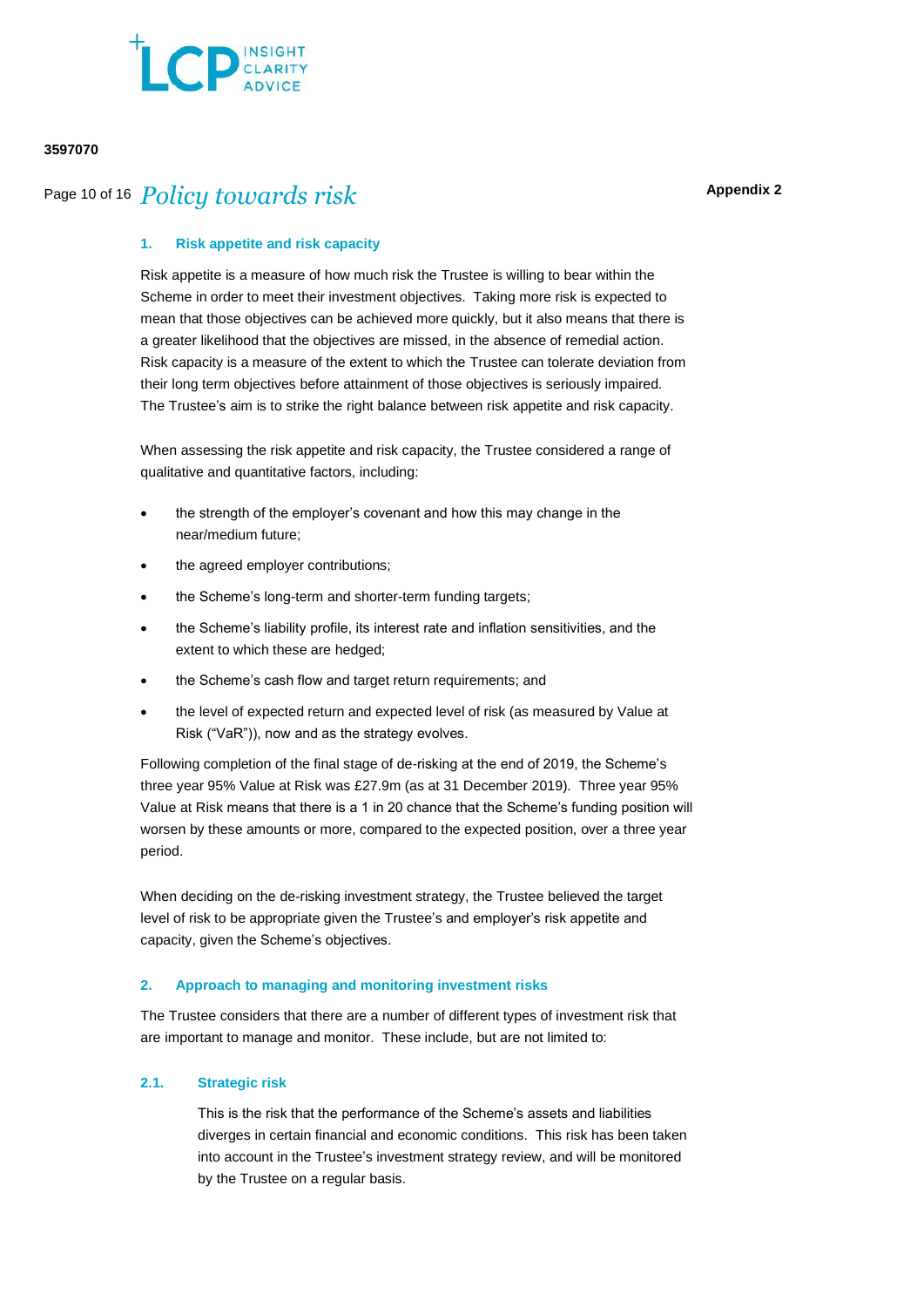# Policy towards risk

**Appendix 2**

## 1. Risk appetite and risk capacity

Risk appetite is a measure of how much risk the Trustee is willing to bear within the Scheme in order to meet their investment objectives. Taking more risk is expected to mean that those objectives can be achieved more quickly, but it also means that there is a greater likelihood that the objectives are missed, in the absence of remedial action. Risk capacity is a measure of the extent to which the Trustee can tolerate deviation from their long term objectives before attainment of those objectives is seriously impaired. The Trustee's aim is to strike the right balance between risk appetite and risk capacity.

When assessing the risk appetite and risk capacity, the Trustee considered a range of qualitative and quantitative factors, including:

- the strength of the employer's covenant and how this may change in the near/medium future;
- the agreed employer contributions;
- the Scheme's long-term and shorter-term funding targets;
- the Scheme's liability profile, its interest rate and inflation sensitivities, and the extent to which these are hedged;
- the Scheme's cash flow and target return requirements; and
- the level of expected return and expected level of risk (as measured by Value at Risk ("VaR")), now and as the strategy evolves.

Following completion of the final stage of de-risking at the end of 2019, the Scheme's three year 95% Value at Risk was £27.9m (as at 31 December 2019). Three year 95% Value at Risk means that there is a 1 in 20 chance that the Scheme's funding position will worsen by these amounts or more, compared to the expected position, over a three year period.

When deciding on the de-risking investment strategy, the Trustee believed the target level of risk to be appropriate given the Trustee's and employer's risk appetite and capacity, given the Scheme's objectives.

## 2. Approach to managing and monitoring investment risks

The Trustee considers that there are a number of different types of investment risk that are important to manage and monitor. These include, but are not limited to:

### 2.1. Strategic risk

This is the risk that the performance of the Scheme's assets and liabilities diverges in certain financial and economic conditions. This risk has been taken into account in the Trustee's investment strategy review, and will be monitored by the Trustee on a regular basis.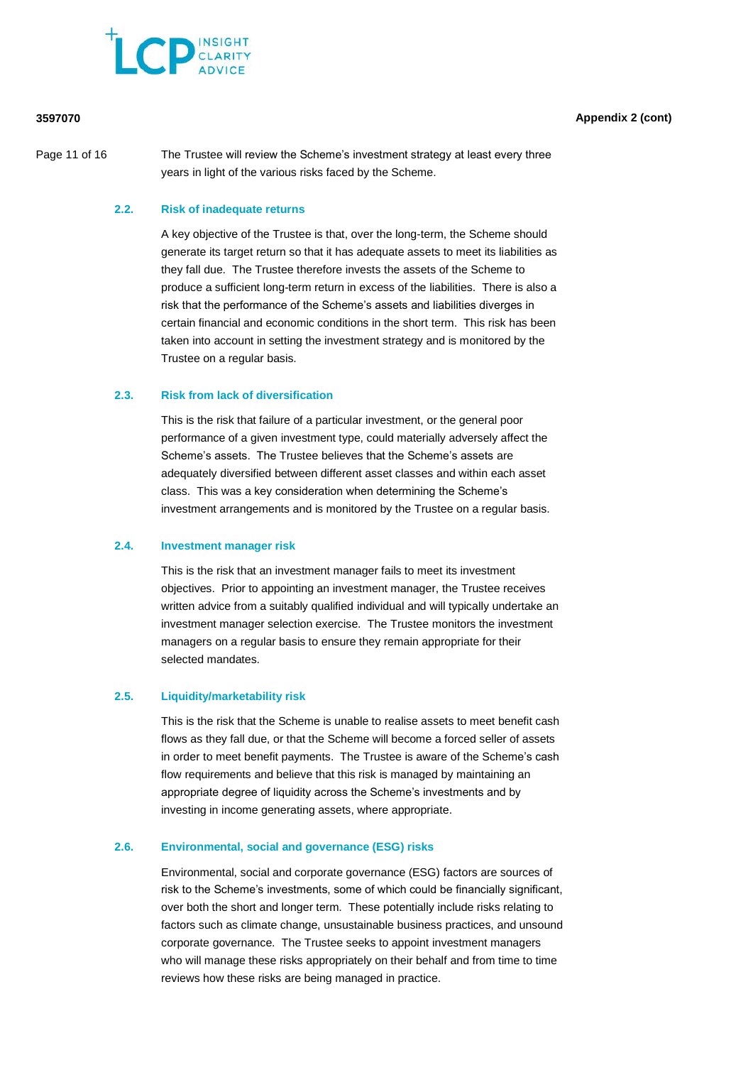The Trustee will review the Scheme's investment strategy at least every three years in light of the various risks faced by the Scheme.

### 2.2. Risk of inadequate returns

A key objective of the Trustee is that, over the long-term, the Scheme should generate its target return so that it has adequate assets to meet its liabilities as they fall due. The Trustee therefore invests the assets of the Scheme to produce a sufficient long-term return in excess of the liabilities. There is also a risk that the performance of the Scheme's assets and liabilities diverges in certain financial and economic conditions in the short term. This risk has been taken into account in setting the investment strategy and is monitored by the Trustee on a regular basis.

### 2.3. Risk from lack of diversification

This is the risk that failure of a particular investment, or the general poor performance of a given investment type, could materially adversely affect the Scheme's assets. The Trustee believes that the Scheme's assets are adequately diversified between different asset classes and within each asset class. This was a key consideration when determining the Scheme's investment arrangements and is monitored by the Trustee on a regular basis.

### 2.4. Investment manager risk

This is the risk that an investment manager fails to meet its investment objectives. Prior to appointing an investment manager, the Trustee receives written advice from a suitably qualified individual and will typically undertake an investment manager selection exercise. The Trustee monitors the investment managers on a regular basis to ensure they remain appropriate for their selected mandates.

### 2.5. Liquidity/marketability risk

This is the risk that the Scheme is unable to realise assets to meet benefit cash flows as they fall due, or that the Scheme will become a forced seller of assets in order to meet benefit payments. The Trustee is aware of the Scheme's cash flow requirements and believe that this risk is managed by maintaining an appropriate degree of liquidity across the Scheme's investments and by investing in income generating assets, where appropriate.

### 2.6. Environmental, social and governance (ESG) risks

Environmental, social and corporate governance (ESG) factors are sources of risk to the Scheme's investments, some of which could be financially significant, over both the short and longer term. These potentially include risks relating to factors such as climate change, unsustainable business practices, and unsound corporate governance. The Trustee seeks to appoint investment managers who will manage these risks appropriately on their behalf and from time to time reviews how these risks are being managed in practice.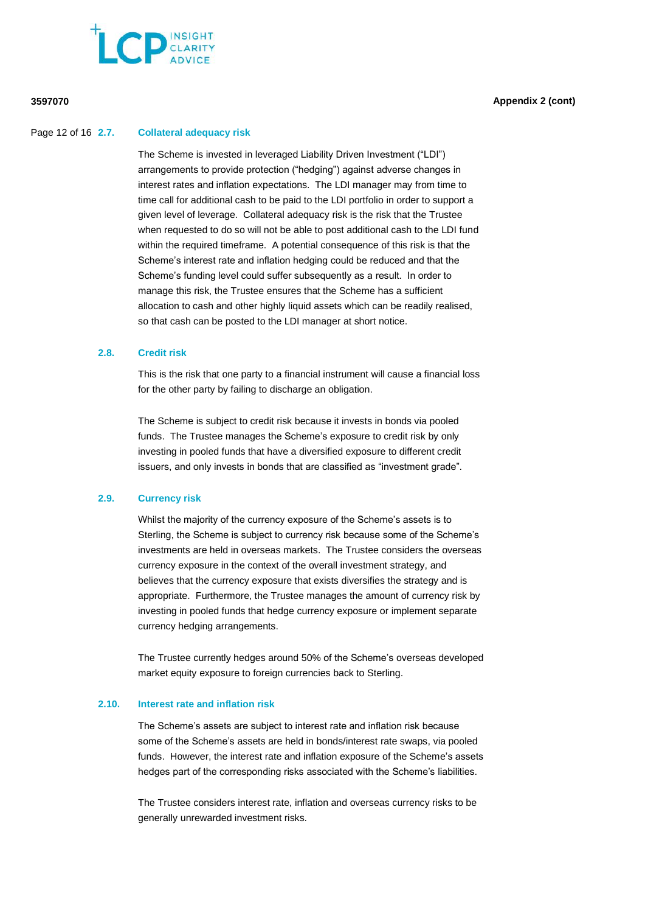### 2.7. Collateral adequacy risk

The Scheme is invested in leveraged Liability Driven Investment ("LDI") arrangements to provide protection ("hedging") against adverse changes in interest rates and inflation expectations. The LDI manager may from time to time call for additional cash to be paid to the LDI portfolio in order to support a given level of leverage. Collateral adequacy risk is the risk that the Trustee when requested to do so will not be able to post additional cash to the LDI fund within the required timeframe. A potential consequence of this risk is that the Scheme's interest rate and inflation hedging could be reduced and that the Scheme's funding level could suffer subsequently as a result. In order to manage this risk, the Trustee ensures that the Scheme has a sufficient allocation to cash and other highly liquid assets which can be readily realised, so that cash can be posted to the LDI manager at short notice.

### 2.8. Credit risk

This is the risk that one party to a financial instrument will cause a financial loss for the other party by failing to discharge an obligation.

The Scheme is subject to credit risk because it invests in bonds via pooled funds. The Trustee manages the Scheme's exposure to credit risk by only investing in pooled funds that have a diversified exposure to different credit issuers, and only invests in bonds that are classified as "investment grade".

### 2.9. Currency risk

Whilst the majority of the currency exposure of the Scheme's assets is to Sterling, the Scheme is subject to currency risk because some of the Scheme's investments are held in overseas markets. The Trustee considers the overseas currency exposure in the context of the overall investment strategy, and believes that the currency exposure that exists diversifies the strategy and is appropriate. Furthermore, the Trustee manages the amount of currency risk by investing in pooled funds that hedge currency exposure or implement separate currency hedging arrangements.

The Trustee currently hedges around 50% of the Scheme's overseas developed market equity exposure to foreign currencies back to Sterling.

### 2.10. Interest rate and inflation risk

The Scheme's assets are subject to interest rate and inflation risk because some of the Scheme's assets are held in bonds/interest rate swaps, via pooled funds. However, the interest rate and inflation exposure of the Scheme's assets hedges part of the corresponding risks associated with the Scheme's liabilities.

The Trustee considers interest rate, inflation and overseas currency risks to be generally unrewarded investment risks.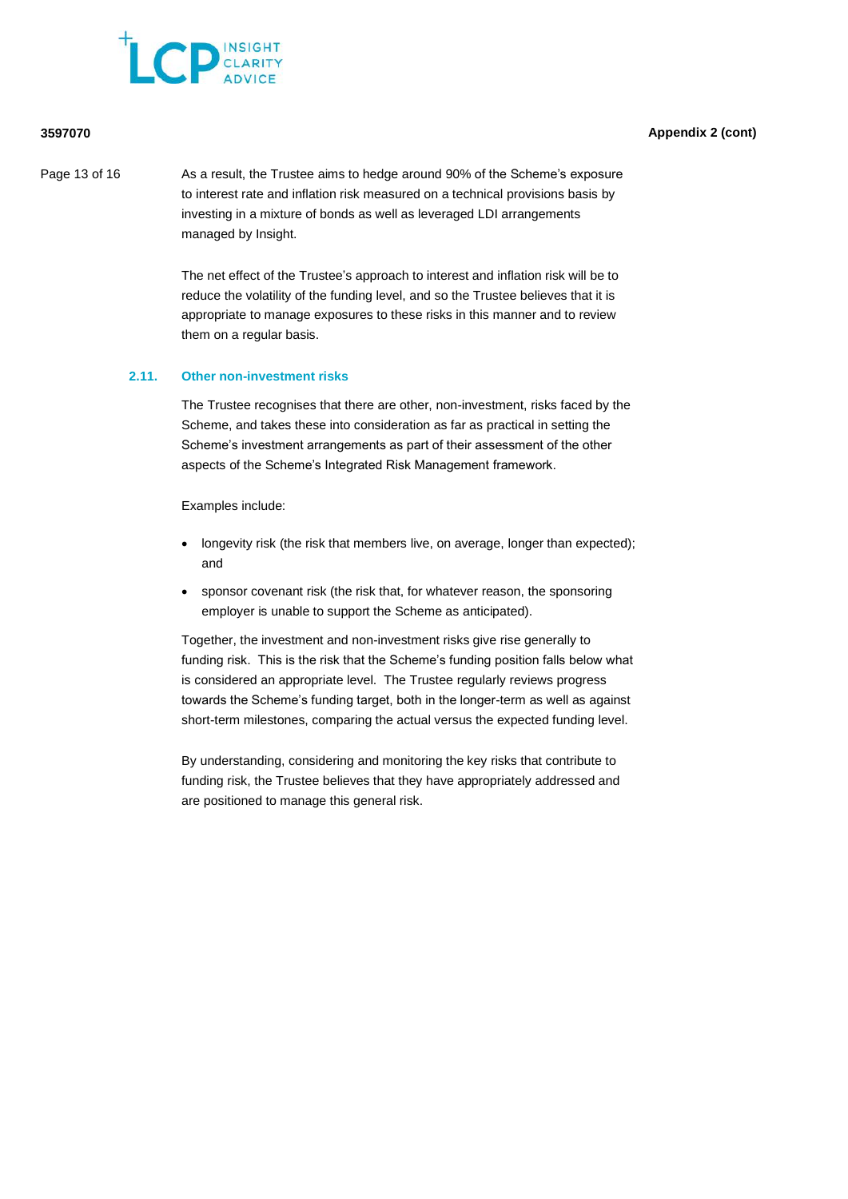As a result, the Trustee aims to hedge around 90% of the Scheme's exposure to interest rate and inflation risk measured on a technical provisions basis by investing in a mixture of bonds as well as leveraged LDI arrangements managed by Insight.

The net effect of the Trustee's approach to interest and inflation risk will be to reduce the volatility of the funding level, and so the Trustee believes that it is appropriate to manage exposures to these risks in this manner and to review them on a regular basis.

### 2.11. Other non-investment risks

The Trustee recognises that there are other, non-investment, risks faced by the Scheme, and takes these into consideration as far as practical in setting the Scheme's investment arrangements as part of their assessment of the other aspects of the Scheme's Integrated Risk Management framework.

Examples include:

- longevity risk (the risk that members live, on average, longer than expected); and
- sponsor covenant risk (the risk that, for whatever reason, the sponsoring employer is unable to support the Scheme as anticipated).

Together, the investment and non-investment risks give rise generally to funding risk. This is the risk that the Scheme's funding position falls below what is considered an appropriate level. The Trustee regularly reviews progress towards the Scheme's funding target, both in the longer-term as well as against short-term milestones, comparing the actual versus the expected funding level.

By understanding, considering and monitoring the key risks that contribute to funding risk, the Trustee believes that they have appropriately addressed and are positioned to manage this general risk.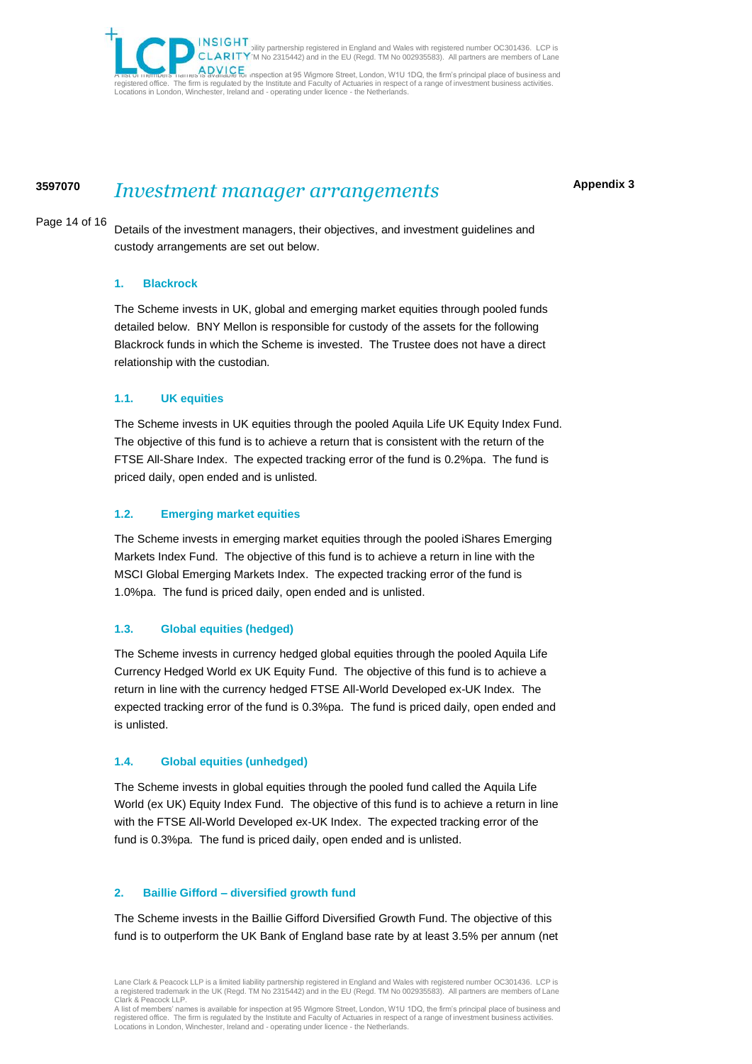# Investment manager arrangements

**Appendix 3**

Details of the investment managers, their objectives, and investment guidelines and custody arrangements are set out below.

## 1. Blackrock

The Scheme invests in UK, global and emerging market equities through pooled funds detailed below. BNY Mellon is responsible for custody of the assets for the following Blackrock funds in which the Scheme is invested. The Trustee does not have a direct relationship with the custodian.

### 1.1. UK equities

The Scheme invests in UK equities through the pooled Aquila Life UK Equity Index Fund. The objective of this fund is to achieve a return that is consistent with the return of the FTSE All-Share Index. The expected tracking error of the fund is 0.2%pa. The fund is priced daily, open ended and is unlisted.

### 1.2. Emerging market equities

The Scheme invests in emerging market equities through the pooled iShares Emerging Markets Index Fund. The objective of this fund is to achieve a return in line with the MSCI Global Emerging Markets Index. The expected tracking error of the fund is 1.0%pa. The fund is priced daily, open ended and is unlisted.

### 1.3. Global equities (hedged)

The Scheme invests in currency hedged global equities through the pooled Aquila Life Currency Hedged World ex UK Equity Fund. The objective of this fund is to achieve a return in line with the currency hedged FTSE All-World Developed ex-UK Index. The expected tracking error of the fund is 0.3%pa. The fund is priced daily, open ended and is unlisted.

### 1.4. Global equities (unhedged)

The Scheme invests in global equities through the pooled fund called the Aquila Life World (ex UK) Equity Index Fund. The objective of this fund is to achieve a return in line with the FTSE All-World Developed ex-UK Index. The expected tracking error of the fund is 0.3%pa. The fund is priced daily, open ended and is unlisted.

## 2. Baillie Gifford – diversified growth fund

The Scheme invests in the Baillie Gifford Diversified Growth Fund. The objective of this fund is to outperform the UK Bank of England base rate by at least 3.5% per annum (net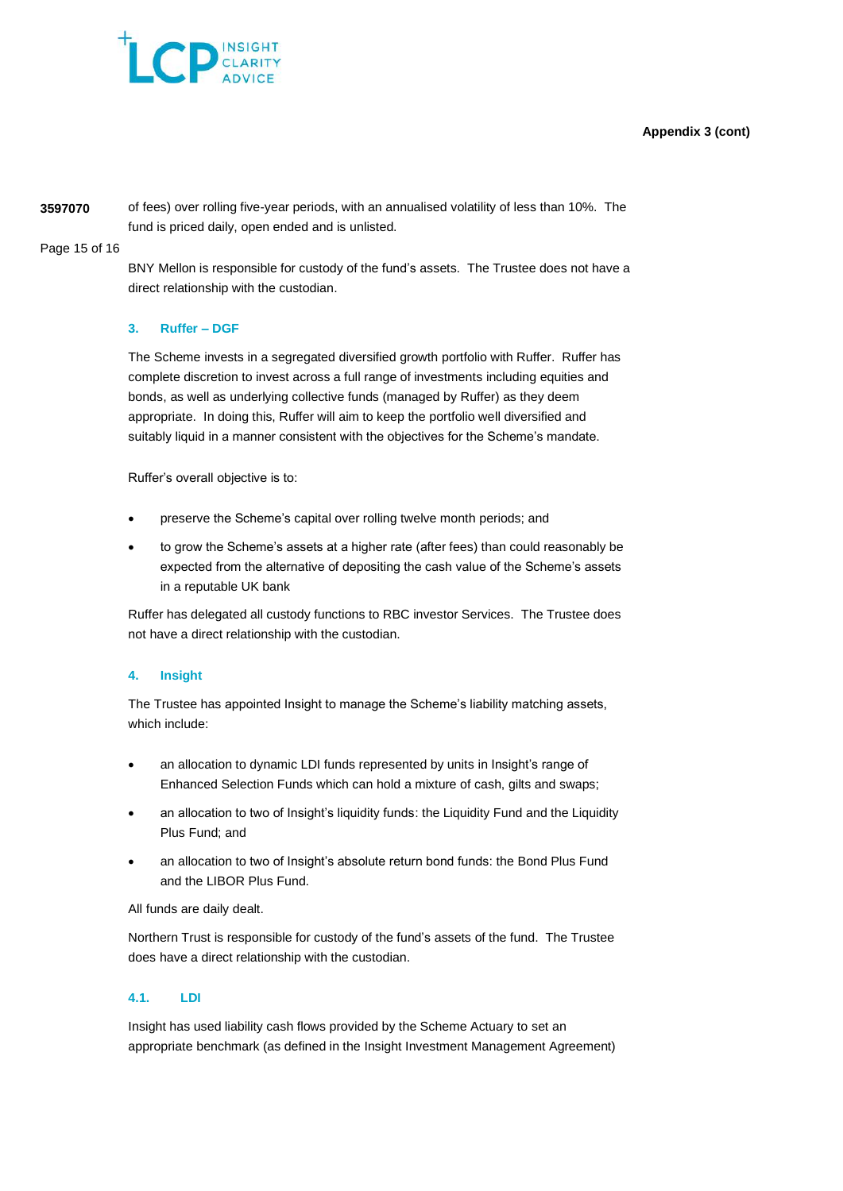of fees) over rolling five-year periods, with an annualised volatility of less than 10%. The fund is priced daily, open ended and is unlisted.

BNY Mellon is responsible for custody of the fund's assets. The Trustee does not have a direct relationship with the custodian.

### 3. Ruffer – DGF

The Scheme invests in a segregated diversified growth portfolio with Ruffer. Ruffer has complete discretion to invest across a full range of investments including equities and bonds, as well as underlying collective funds (managed by Ruffer) as they deem appropriate. In doing this, Ruffer will aim to keep the portfolio well diversified and suitably liquid in a manner consistent with the objectives for the Scheme's mandate.

Ruffer's overall objective is to:

- preserve the Scheme's capital over rolling twelve month periods; and
- to grow the Scheme's assets at a higher rate (after fees) than could reasonably be expected from the alternative of depositing the cash value of the Scheme's assets in a reputable UK bank

Ruffer has delegated all custody functions to RBC investor Services. The Trustee does not have a direct relationship with the custodian.

### 4. Insight

The Trustee has appointed Insight to manage the Scheme's liability matching assets, which include:

- an allocation to dynamic LDI funds represented by units in Insight's range of Enhanced Selection Funds which can hold a mixture of cash, gilts and swaps;
- an allocation to two of Insight's liquidity funds: the Liquidity Fund and the Liquidity Plus Fund; and
- an allocation to two of Insight's absolute return bond funds: the Bond Plus Fund and the LIBOR Plus Fund.

All funds are daily dealt.

Northern Trust is responsible for custody of the fund's assets of the fund. The Trustee does have a direct relationship with the custodian.

#### 4.1. LDI

Insight has used liability cash flows provided by the Scheme Actuary to set an appropriate benchmark (as defined in the Insight Investment Management Agreement)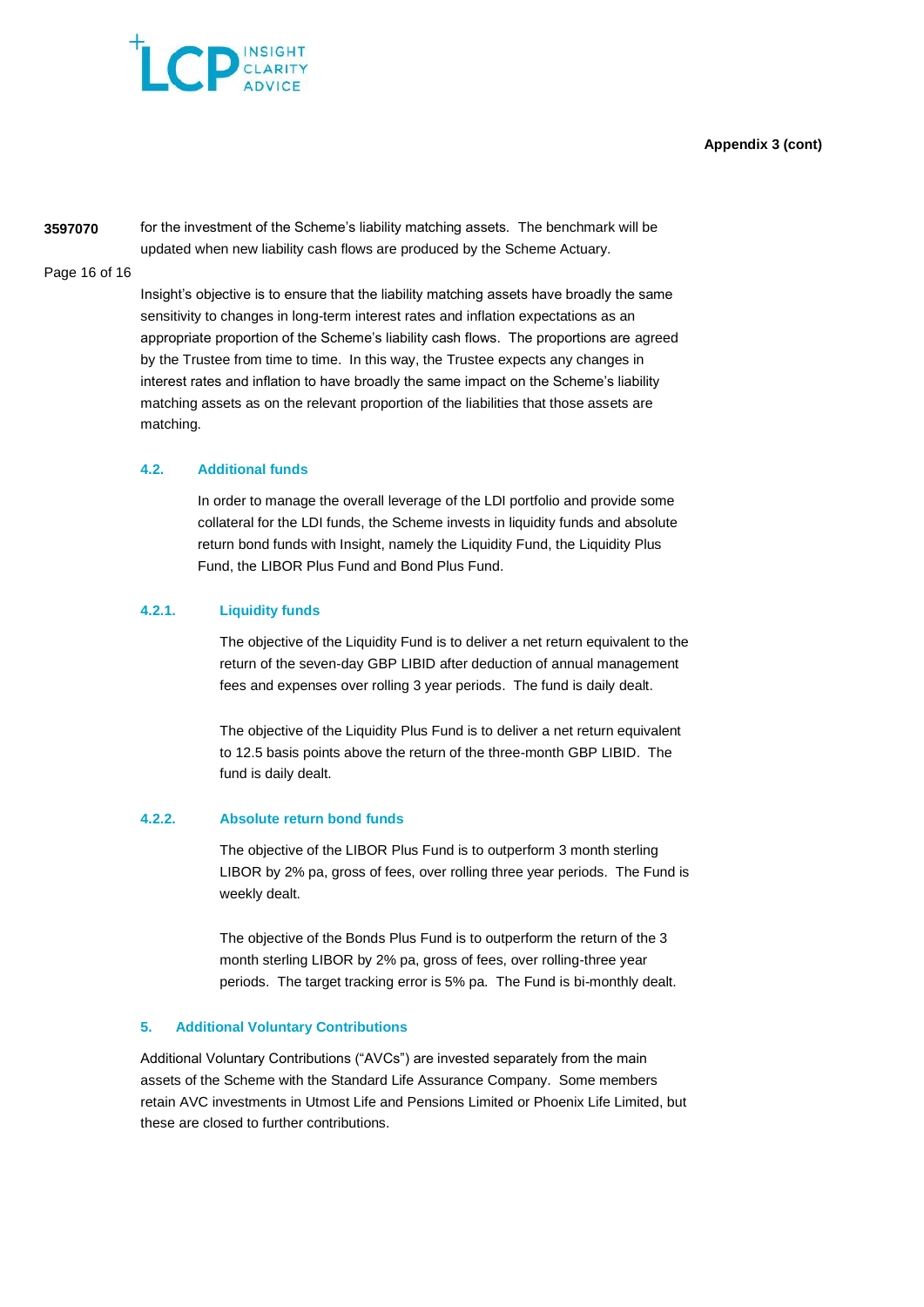for the investment of the Scheme's liability matching assets. The benchmark will be updated when new liability cash flows are produced by the Scheme Actuary.

Insight's objective is to ensure that the liability matching assets have broadly the same sensitivity to changes in long-term interest rates and inflation expectations as an appropriate proportion of the Scheme's liability cash flows. The proportions are agreed by the Trustee from time to time. In this way, the Trustee expects any changes in interest rates and inflation to have broadly the same impact on the Scheme's liability matching assets as on the relevant proportion of the liabilities that those assets are matching.

### 4.2. Additional funds

In order to manage the overall leverage of the LDI portfolio and provide some collateral for the LDI funds, the Scheme invests in liquidity funds and absolute return bond funds with Insight, namely the Liquidity Fund, the Liquidity Plus Fund, the LIBOR Plus Fund and Bond Plus Fund.

#### 4.2.1. Liquidity funds

The objective of the Liquidity Fund is to deliver a net return equivalent to the return of the seven-day GBP LIBID after deduction of annual management fees and expenses over rolling 3 year periods. The fund is daily dealt.

The objective of the Liquidity Plus Fund is to deliver a net return equivalent to 12.5 basis points above the return of the three-month GBP LIBID. The fund is daily dealt.

#### 4.2.2. Absolute return bond funds

The objective of the LIBOR Plus Fund is to outperform 3 month sterling LIBOR by 2% pa, gross of fees, over rolling three year periods. The Fund is weekly dealt.

The objective of the Bonds Plus Fund is to outperform the return of the 3 month sterling LIBOR by 2% pa, gross of fees, over rolling-three year periods. The target tracking error is 5% pa. The Fund is bi-monthly dealt.

## 5. Additional Voluntary Contributions

Additional Voluntary Contributions ("AVCs") are invested separately from the main assets of the Scheme with the Standard Life Assurance Company. Some members retain AVC investments in Utmost Life and Pensions Limited or Phoenix Life Limited, but these are closed to further contributions.